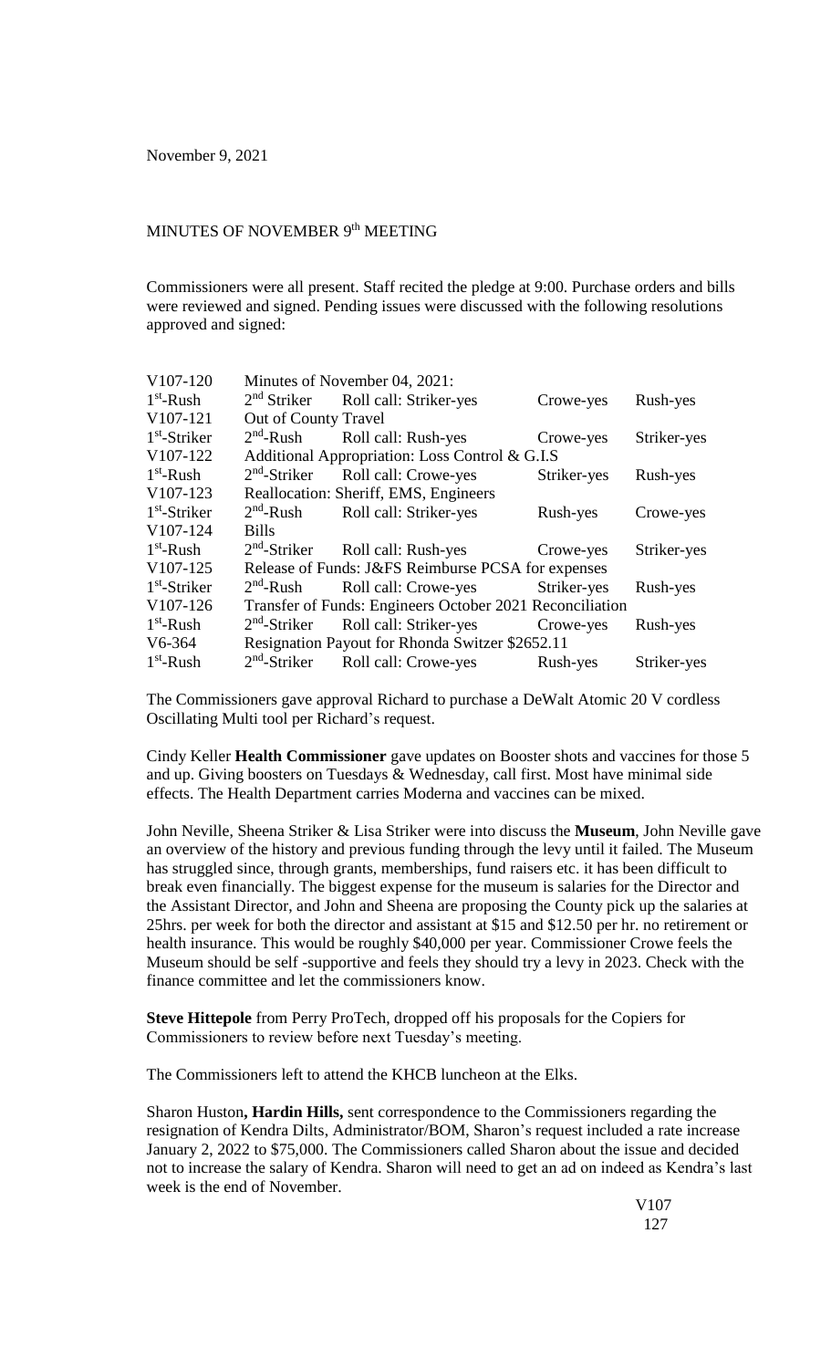November 9, 2021

# MINUTES OF NOVEMBER 9th MEETING

Commissioners were all present. Staff recited the pledge at 9:00. Purchase orders and bills were reviewed and signed. Pending issues were discussed with the following resolutions approved and signed:

| | | | | |
|---|---|---|---|---|
| V107-120 | Minutes of November 04, 2021: | | | |
| 1st-Rush | 2nd Striker | Roll call: Striker-yes | Crowe-yes | Rush-yes |
| V107-121 | Out of County Travel | | | |
| 1st-Striker | 2nd-Rush | Roll call: Rush-yes | Crowe-yes | Striker-yes |
| V107-122 | Additional Appropriation: Loss Control & G.I.S | | | |
| 1st-Rush | 2nd-Striker | Roll call: Crowe-yes | Striker-yes | Rush-yes |
| V107-123 | Reallocation: Sheriff, EMS, Engineers | | | |
| 1st-Striker | 2nd-Rush | Roll call: Striker-yes | Rush-yes | Crowe-yes |
| V107-124 | Bills | | | |
| 1st-Rush | 2nd-Striker | Roll call: Rush-yes | Crowe-yes | Striker-yes |
| V107-125 | Release of Funds: J&FS Reimburse PCSA for expenses | | | |
| 1st-Striker | 2nd-Rush | Roll call: Crowe-yes | Striker-yes | Rush-yes |
| V107-126 | Transfer of Funds: Engineers October 2021 Reconciliation | | | |
| 1st-Rush | 2nd-Striker | Roll call: Striker-yes | Crowe-yes | Rush-yes |
| V6-364 | Resignation Payout for Rhonda Switzer $2652.11 | | | |
| 1st-Rush | 2nd-Striker | Roll call: Crowe-yes | Rush-yes | Striker-yes |

The Commissioners gave approval Richard to purchase a DeWalt Atomic 20 V cordless Oscillating Multi tool per Richard's request.

Cindy Keller **Health Commissioner** gave updates on Booster shots and vaccines for those 5 and up. Giving boosters on Tuesdays & Wednesday, call first. Most have minimal side effects. The Health Department carries Moderna and vaccines can be mixed.

John Neville, Sheena Striker & Lisa Striker were into discuss the **Museum**, John Neville gave an overview of the history and previous funding through the levy until it failed. The Museum has struggled since, through grants, memberships, fund raisers etc. it has been difficult to break even financially. The biggest expense for the museum is salaries for the Director and the Assistant Director, and John and Sheena are proposing the County pick up the salaries at 25hrs. per week for both the director and assistant at $15 and $12.50 per hr. no retirement or health insurance. This would be roughly $40,000 per year. Commissioner Crowe feels the Museum should be self -supportive and feels they should try a levy in 2023. Check with the finance committee and let the commissioners know.

**Steve Hittepole** from Perry ProTech, dropped off his proposals for the Copiers for Commissioners to review before next Tuesday's meeting.

The Commissioners left to attend the KHCB luncheon at the Elks.

Sharon Huston**, Hardin Hills,** sent correspondence to the Commissioners regarding the resignation of Kendra Dilts, Administrator/BOM, Sharon's request included a rate increase January 2, 2022 to $75,000. The Commissioners called Sharon about the issue and decided not to increase the salary of Kendra. Sharon will need to get an ad on indeed as Kendra's last week is the end of November.

V107
127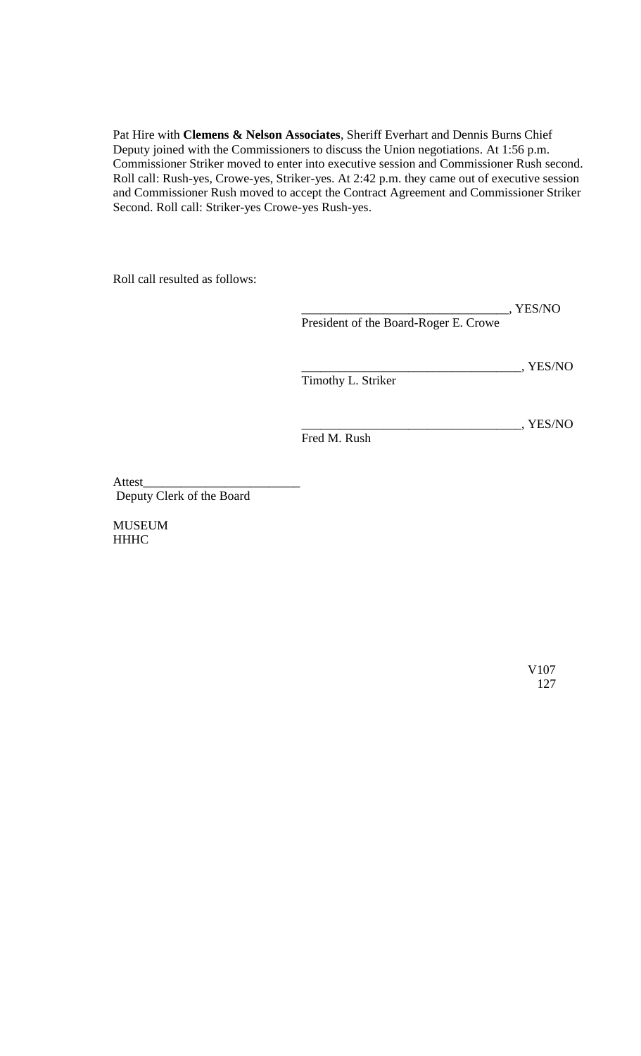Pat Hire with **Clemens & Nelson Associates**, Sheriff Everhart and Dennis Burns Chief Deputy joined with the Commissioners to discuss the Union negotiations. At 1:56 p.m. Commissioner Striker moved to enter into executive session and Commissioner Rush second. Roll call: Rush-yes, Crowe-yes, Striker-yes. At 2:42 p.m. they came out of executive session and Commissioner Rush moved to accept the Contract Agreement and Commissioner Striker Second. Roll call: Striker-yes Crowe-yes Rush-yes.

Roll call resulted as follows:

________________________________, YES/NO
President of the Board-Roger E. Crowe

__________________________________, YES/NO
Timothy L. Striker

__________________________________, YES/NO
Fred M. Rush

Attest_________________________
Deputy Clerk of the Board

MUSEUM
HHHC

V107
127